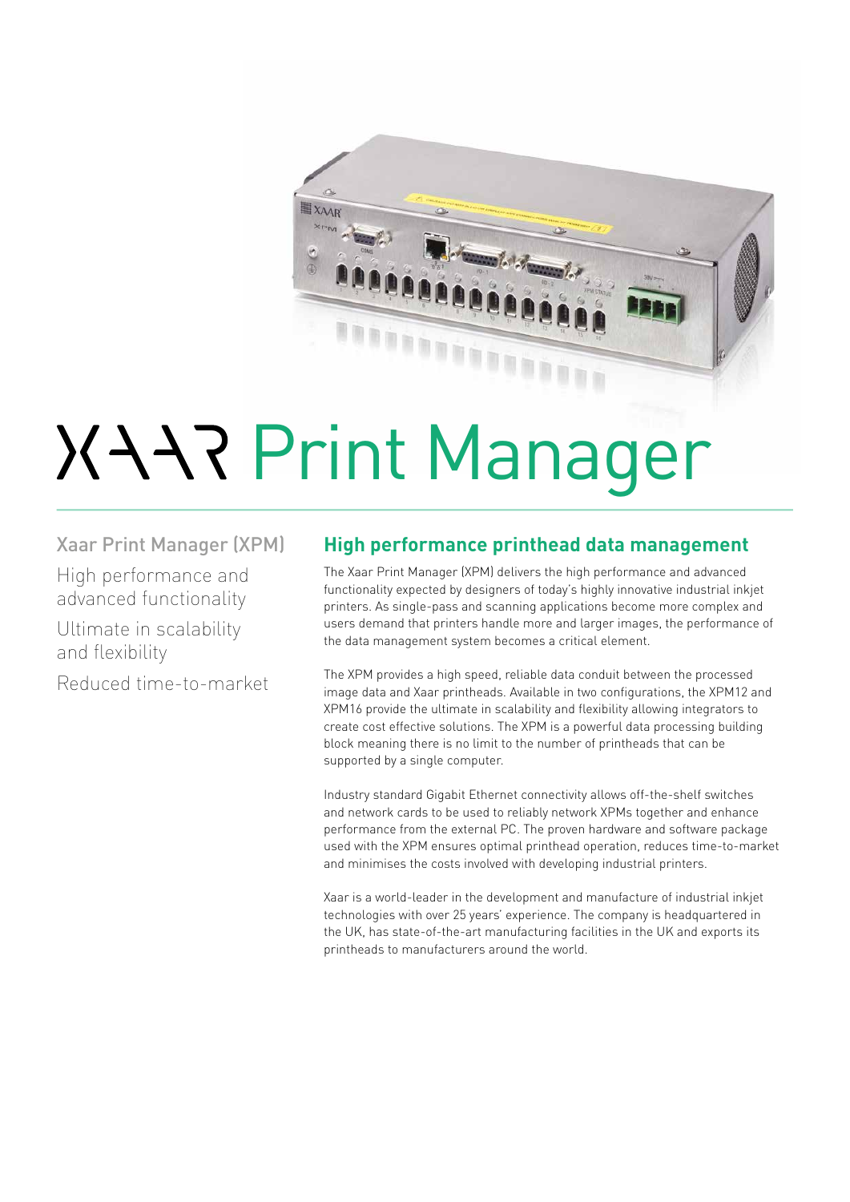# XAAR Print Manager

## Xaar Print Manager (XPM)

High performance and advanced functionality

Ultimate in scalability and flexibility

Reduced time-to-market

## High performance printhead data management

The Xaar Print Manager (XPM) delivers the high performance and advanced functionality expected by designers of today's highly innovative industrial inkjet printers. As single-pass and scanning applications become more complex and users demand that printers handle more and larger images, the performance of the data management system becomes a critical element.

The XPM provides a high speed, reliable data conduit between the processed image data and Xaar printheads. Available in two configurations, the XPM12 and XPM16 provide the ultimate in scalability and flexibility allowing integrators to create cost effective solutions. The XPM is a powerful data processing building block meaning there is no limit to the number of printheads that can be supported by a single computer.

Industry standard Gigabit Ethernet connectivity allows off-the-shelf switches and network cards to be used to reliably network XPMs together and enhance performance from the external PC. The proven hardware and software package used with the XPM ensures optimal printhead operation, reduces time-to-market and minimises the costs involved with developing industrial printers.

Xaar is a world-leader in the development and manufacture of industrial inkjet technologies with over 25 years' experience. The company is headquartered in the UK, has state-of-the-art manufacturing facilities in the UK and exports its printheads to manufacturers around the world.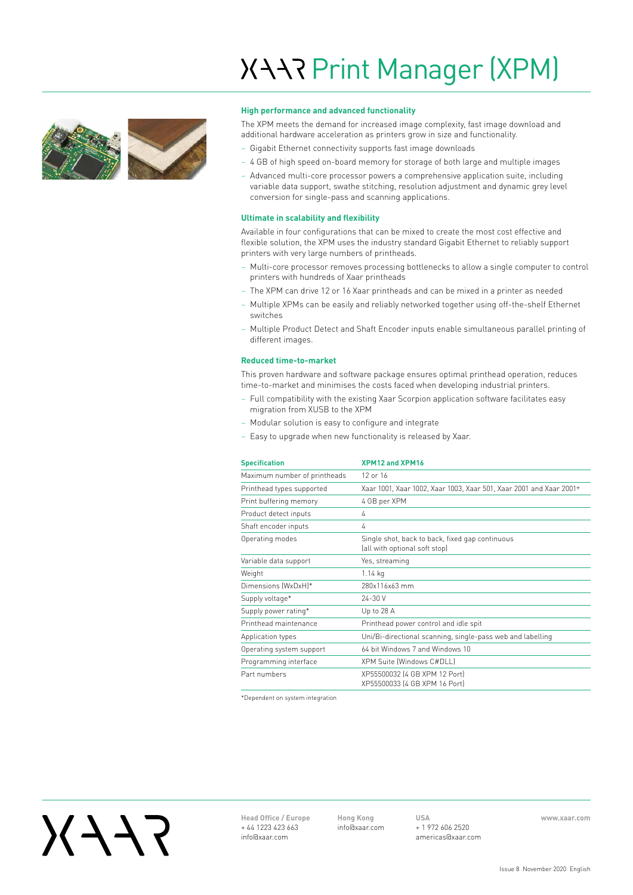# XAAR Print Manager (XPM)

### High performance and advanced functionality

The XPM meets the demand for increased image complexity, fast image download and additional hardware acceleration as printers grow in size and functionality.

- Gigabit Ethernet connectivity supports fast image downloads
- 4 GB of high speed on-board memory for storage of both large and multiple images
- Advanced multi-core processor powers a comprehensive application suite, including variable data support, swathe stitching, resolution adjustment and dynamic grey level conversion for single-pass and scanning applications.

### Ultimate in scalability and flexibility

Available in four configurations that can be mixed to create the most cost effective and flexible solution, the XPM uses the industry standard Gigabit Ethernet to reliably support printers with very large numbers of printheads.

- Multi-core processor removes processing bottlenecks to allow a single computer to control printers with hundreds of Xaar printheads
- The XPM can drive 12 or 16 Xaar printheads and can be mixed in a printer as needed
- Multiple XPMs can be easily and reliably networked together using off-the-shelf Ethernet switches
- Multiple Product Detect and Shaft Encoder inputs enable simultaneous parallel printing of different images.

### Reduced time-to-market

This proven hardware and software package ensures optimal printhead operation, reduces time-to-market and minimises the costs faced when developing industrial printers.

- Full compatibility with the existing Xaar Scorpion application software facilitates easy migration from XUSB to the XPM
- Modular solution is easy to configure and integrate
- Easy to upgrade when new functionality is released by Xaar.

| Specification | XPM12 and XPM16 |
|---|---|
| Maximum number of printheads | 12 or 16 |
| Printhead types supported | Xaar 1001, Xaar 1002, Xaar 1003, Xaar 501, Xaar 2001 and Xaar 2001+ |
| Print buffering memory | 4 GB per XPM |
| Product detect inputs | 4 |
| Shaft encoder inputs | 4 |
| Operating modes | Single shot, back to back, fixed gap continuous (all with optional soft stop) |
| Variable data support | Yes, streaming |
| Weight | 1.14 kg |
| Dimensions (WxDxH)* | 280x116x63 mm |
| Supply voltage* | 24-30 V |
| Supply power rating* | Up to 28 A |
| Printhead maintenance | Printhead power control and idle spit |
| Application types | Uni/Bi-directional scanning, single-pass web and labelling |
| Operating system support | 64 bit Windows 7 and Windows 10 |
| Programming interface | XPM Suite (Windows C#DLL) |
| Part numbers | XP55500032 (4 GB XPM 12 Port)<br>XP55500033 (4 GB XPM 16 Port) |

*Dependent on system integration

XAAR

**Head Office / Europe**
+ 44 1223 423 663
info@xaar.com

**Hong Kong**
info@xaar.com

**USA**
+ 1 972 606 2520
americas@xaar.com

**www.xaar.com**

Issue 8 November 2020 English